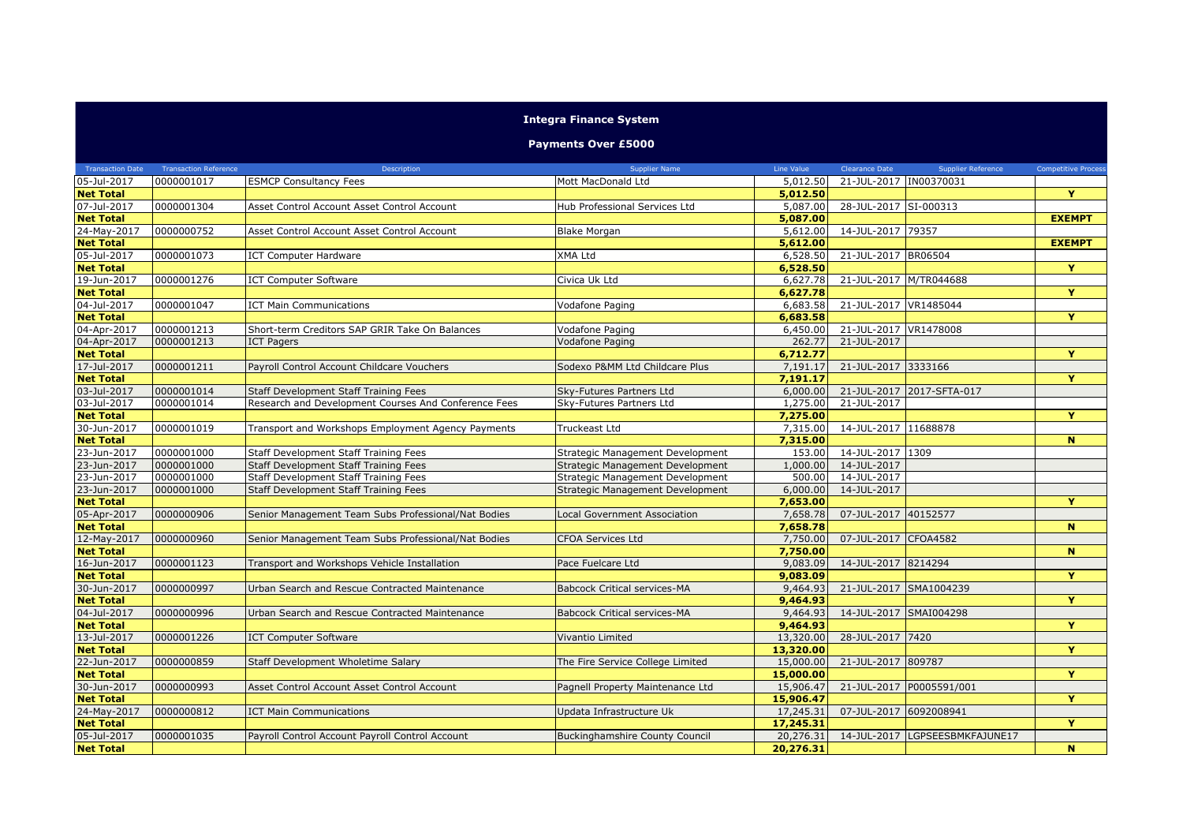# Integra Finance System

## Payments Over £5000

| Transaction Date | Transaction Reference | Description | Supplier Name | Line Value | Clearance Date | Supplier Reference | Competitive Process |
|---|---|---|---|---|---|---|---|
| 05-Jul-2017 | 0000001017 | ESMCP Consultancy Fees | Mott MacDonald Ltd | 5,012.50 | 21-JUL-2017 | IN00370031 | |
| **Net Total** | | | | **5,012.50** | | | **Y** |
| 07-Jul-2017 | 0000001304 | Asset Control Account Asset Control Account | Hub Professional Services Ltd | 5,087.00 | 28-JUL-2017 | SI-000313 | |
| **Net Total** | | | | **5,087.00** | | | **EXEMPT** |
| 24-May-2017 | 0000000752 | Asset Control Account Asset Control Account | Blake Morgan | 5,612.00 | 14-JUL-2017 | 79357 | |
| **Net Total** | | | | **5,612.00** | | | **EXEMPT** |
| 05-Jul-2017 | 0000001073 | ICT Computer Hardware | XMA Ltd | 6,528.50 | 21-JUL-2017 | BR06504 | |
| **Net Total** | | | | **6,528.50** | | | **Y** |
| 19-Jun-2017 | 0000001276 | ICT Computer Software | Civica Uk Ltd | 6,627.78 | 21-JUL-2017 | M/TR044688 | |
| **Net Total** | | | | **6,627.78** | | | **Y** |
| 04-Jul-2017 | 0000001047 | ICT Main Communications | Vodafone Paging | 6,683.58 | 21-JUL-2017 | VR1485044 | |
| **Net Total** | | | | **6,683.58** | | | **Y** |
| 04-Apr-2017 | 0000001213 | Short-term Creditors SAP GRIR Take On Balances | Vodafone Paging | 6,450.00 | 21-JUL-2017 | VR1478008 | |
| 04-Apr-2017 | 0000001213 | ICT Pagers | Vodafone Paging | 262.77 | 21-JUL-2017 | | |
| **Net Total** | | | | **6,712.77** | | | **Y** |
| 17-Jul-2017 | 0000001211 | Payroll Control Account Childcare Vouchers | Sodexo P&MM Ltd Childcare Plus | 7,191.17 | 21-JUL-2017 | 3333166 | |
| **Net Total** | | | | **7,191.17** | | | **Y** |
| 03-Jul-2017 | 0000001014 | Staff Development Staff Training Fees | Sky-Futures Partners Ltd | 6,000.00 | 21-JUL-2017 | 2017-SFTA-017 | |
| 03-Jul-2017 | 0000001014 | Research and Development Courses And Conference Fees | Sky-Futures Partners Ltd | 1,275.00 | 21-JUL-2017 | | |
| **Net Total** | | | | **7,275.00** | | | **Y** |
| 30-Jun-2017 | 0000001019 | Transport and Workshops Employment Agency Payments | Truckeast Ltd | 7,315.00 | 14-JUL-2017 | 11688878 | |
| **Net Total** | | | | **7,315.00** | | | **N** |
| 23-Jun-2017 | 0000001000 | Staff Development Staff Training Fees | Strategic Management Development | 153.00 | 14-JUL-2017 | 1309 | |
| 23-Jun-2017 | 0000001000 | Staff Development Staff Training Fees | Strategic Management Development | 1,000.00 | 14-JUL-2017 | | |
| 23-Jun-2017 | 0000001000 | Staff Development Staff Training Fees | Strategic Management Development | 500.00 | 14-JUL-2017 | | |
| 23-Jun-2017 | 0000001000 | Staff Development Staff Training Fees | Strategic Management Development | 6,000.00 | 14-JUL-2017 | | |
| **Net Total** | | | | **7,653.00** | | | **Y** |
| 05-Apr-2017 | 0000000906 | Senior Management Team Subs Professional/Nat Bodies | Local Government Association | 7,658.78 | 07-JUL-2017 | 40152577 | |
| **Net Total** | | | | **7,658.78** | | | **N** |
| 12-May-2017 | 0000000960 | Senior Management Team Subs Professional/Nat Bodies | CFOA Services Ltd | 7,750.00 | 07-JUL-2017 | CFOA4582 | |
| **Net Total** | | | | **7,750.00** | | | **N** |
| 16-Jun-2017 | 0000001123 | Transport and Workshops Vehicle Installation | Pace Fuelcare Ltd | 9,083.09 | 14-JUL-2017 | 8214294 | |
| **Net Total** | | | | **9,083.09** | | | **Y** |
| 30-Jun-2017 | 0000000997 | Urban Search and Rescue Contracted Maintenance | Babcock Critical services-MA | 9,464.93 | 21-JUL-2017 | SMA1004239 | |
| **Net Total** | | | | **9,464.93** | | | **Y** |
| 04-Jul-2017 | 0000000996 | Urban Search and Rescue Contracted Maintenance | Babcock Critical services-MA | 9,464.93 | 14-JUL-2017 | SMAI004298 | |
| **Net Total** | | | | **9,464.93** | | | **Y** |
| 13-Jul-2017 | 0000001226 | ICT Computer Software | Vivantio Limited | 13,320.00 | 28-JUL-2017 | 7420 | |
| **Net Total** | | | | **13,320.00** | | | **Y** |
| 22-Jun-2017 | 0000000859 | Staff Development Wholetime Salary | The Fire Service College Limited | 15,000.00 | 21-JUL-2017 | 809787 | |
| **Net Total** | | | | **15,000.00** | | | **Y** |
| 30-Jun-2017 | 0000000993 | Asset Control Account Asset Control Account | Pagnell Property Maintenance Ltd | 15,906.47 | 21-JUL-2017 | P0005591/001 | |
| **Net Total** | | | | **15,906.47** | | | **Y** |
| 24-May-2017 | 0000000812 | ICT Main Communications | Updata Infrastructure Uk | 17,245.31 | 07-JUL-2017 | 6092008941 | |
| **Net Total** | | | | **17,245.31** | | | **Y** |
| 05-Jul-2017 | 0000001035 | Payroll Control Account Payroll Control Account | Buckinghamshire County Council | 20,276.31 | 14-JUL-2017 | LGPSEESBMKFAJUNE17 | |
| **Net Total** | | | | **20,276.31** | | | **N** |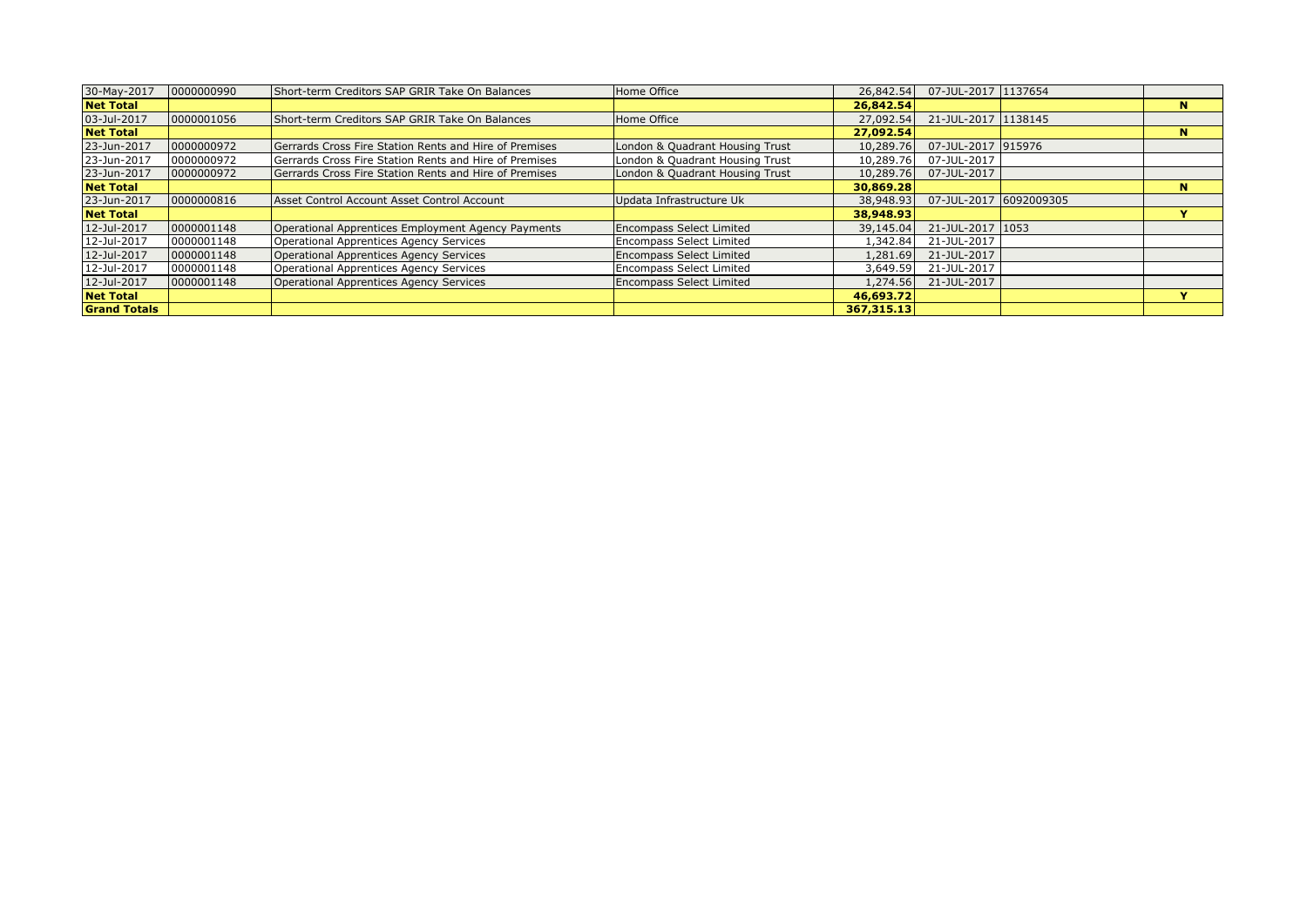| | | | | | | | |
|---|---|---|---|---|---|---|---|
| 30-May-2017 | 0000000990 | Short-term Creditors SAP GRIR Take On Balances | Home Office | 26,842.54 | 07-JUL-2017 | 1137654 | |
| **Net Total** | | | | **26,842.54** | | | **N** |
| 03-Jul-2017 | 0000001056 | Short-term Creditors SAP GRIR Take On Balances | Home Office | 27,092.54 | 21-JUL-2017 | 1138145 | |
| **Net Total** | | | | **27,092.54** | | | **N** |
| 23-Jun-2017 | 0000000972 | Gerrards Cross Fire Station Rents and Hire of Premises | London & Quadrant Housing Trust | 10,289.76 | 07-JUL-2017 | 915976 | |
| 23-Jun-2017 | 0000000972 | Gerrards Cross Fire Station Rents and Hire of Premises | London & Quadrant Housing Trust | 10,289.76 | 07-JUL-2017 | | |
| 23-Jun-2017 | 0000000972 | Gerrards Cross Fire Station Rents and Hire of Premises | London & Quadrant Housing Trust | 10,289.76 | 07-JUL-2017 | | |
| **Net Total** | | | | **30,869.28** | | | **N** |
| 23-Jun-2017 | 0000000816 | Asset Control Account Asset Control Account | Updata Infrastructure Uk | 38,948.93 | 07-JUL-2017 | 6092009305 | |
| **Net Total** | | | | **38,948.93** | | | **Y** |
| 12-Jul-2017 | 0000001148 | Operational Apprentices Employment Agency Payments | Encompass Select Limited | 39,145.04 | 21-JUL-2017 | 1053 | |
| 12-Jul-2017 | 0000001148 | Operational Apprentices Agency Services | Encompass Select Limited | 1,342.84 | 21-JUL-2017 | | |
| 12-Jul-2017 | 0000001148 | Operational Apprentices Agency Services | Encompass Select Limited | 1,281.69 | 21-JUL-2017 | | |
| 12-Jul-2017 | 0000001148 | Operational Apprentices Agency Services | Encompass Select Limited | 3,649.59 | 21-JUL-2017 | | |
| 12-Jul-2017 | 0000001148 | Operational Apprentices Agency Services | Encompass Select Limited | 1,274.56 | 21-JUL-2017 | | |
| **Net Total** | | | | **46,693.72** | | | **Y** |
| **Grand Totals** | | | | **367,315.13** | | | |